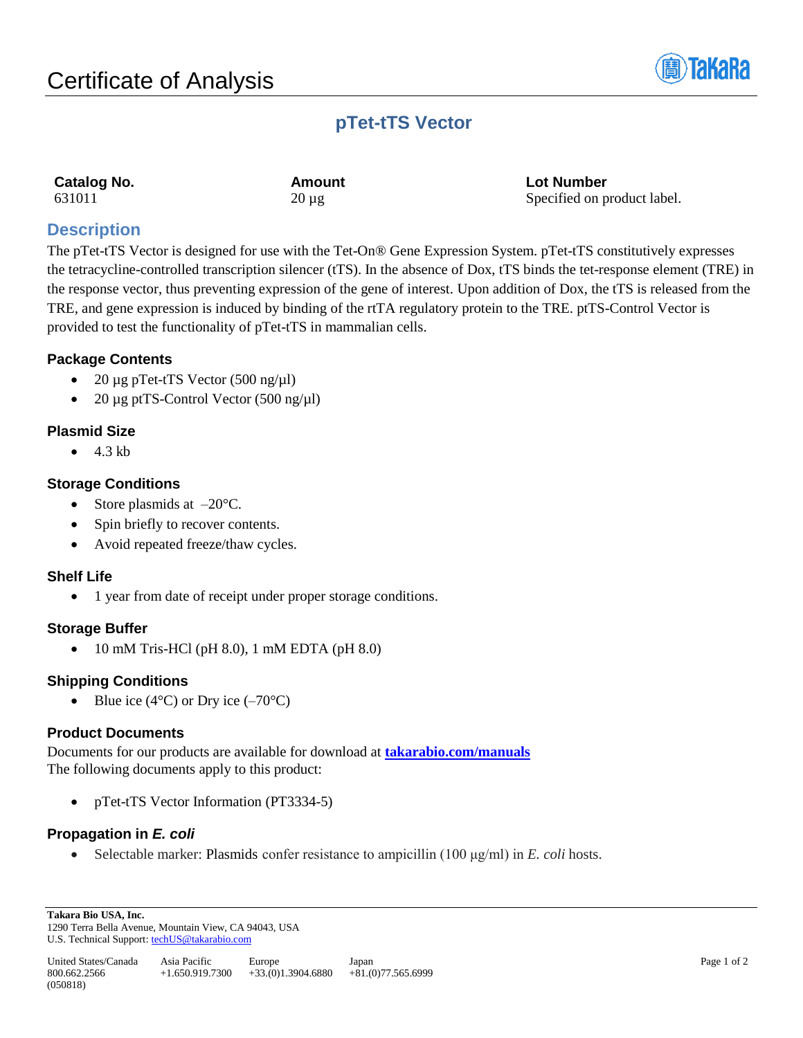# Certificate of Analysis

## pTet-tTS Vector

| Catalog No. | Amount | Lot Number |
|---|---|---|
| 631011 | 20 µg | Specified on product label. |

## Description

The pTet-tTS Vector is designed for use with the Tet-On® Gene Expression System. pTet-tTS constitutively expresses the tetracycline-controlled transcription silencer (tTS). In the absence of Dox, tTS binds the tet-response element (TRE) in the response vector, thus preventing expression of the gene of interest. Upon addition of Dox, the tTS is released from the TRE, and gene expression is induced by binding of the rtTA regulatory protein to the TRE. ptTS-Control Vector is provided to test the functionality of pTet-tTS in mammalian cells.

### Package Contents

- 20 µg pTet-tTS Vector (500 ng/µl)
- 20 µg ptTS-Control Vector (500 ng/µl)

### Plasmid Size

- 4.3 kb

### Storage Conditions

- Store plasmids at –20°C.
- Spin briefly to recover contents.
- Avoid repeated freeze/thaw cycles.

### Shelf Life

- 1 year from date of receipt under proper storage conditions.

### Storage Buffer

- 10 mM Tris-HCl (pH 8.0), 1 mM EDTA (pH 8.0)

### Shipping Conditions

- Blue ice (4°C) or Dry ice (–70°C)

### Product Documents

Documents for our products are available for download at **takarabio.com/manuals**
The following documents apply to this product:

- pTet-tTS Vector Information (PT3334-5)

### Propagation in *E. coli*

- Selectable marker: Plasmids confer resistance to ampicillin (100 µg/ml) in *E. coli* hosts.

**Takara Bio USA, Inc.**
1290 Terra Bella Avenue, Mountain View, CA 94043, USA
U.S. Technical Support: techUS@takarabio.com

| United States/Canada | Asia Pacific | Europe | Japan |
|---|---|---|---|
| 800.662.2566 | +1.650.919.7300 | +33.(0)1.3904.6880 | +81.(0)77.565.6999 |

(050818)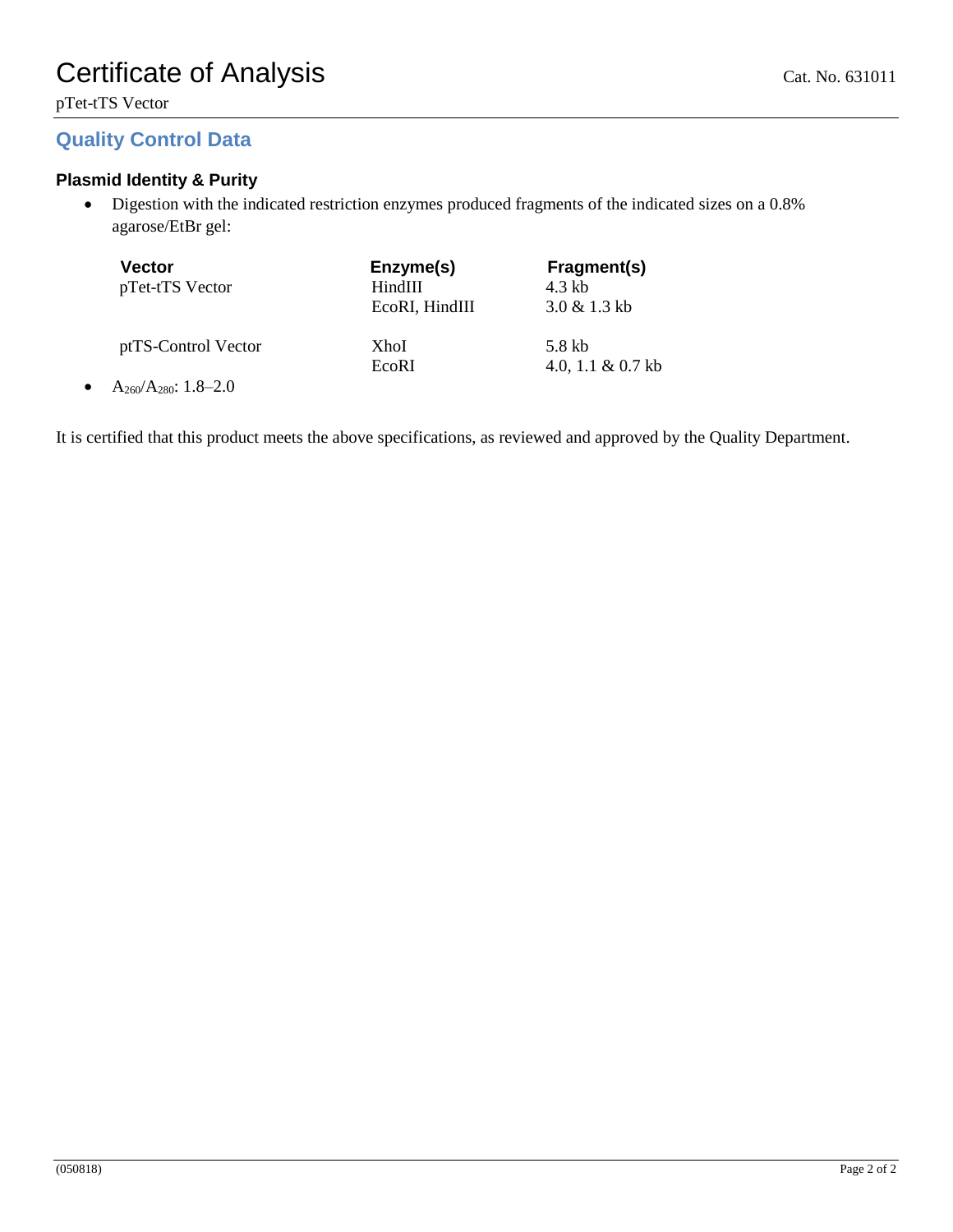# Certificate of Analysis

pTet-tTS Vector

Cat. No. 631011

## Quality Control Data

### Plasmid Identity & Purity

- Digestion with the indicated restriction enzymes produced fragments of the indicated sizes on a 0.8% agarose/EtBr gel:

| Vector | Enzyme(s) | Fragment(s) |
|---|---|---|
| pTet-tTS Vector | HindIII | 4.3 kb |
| | EcoRI, HindIII | 3.0 & 1.3 kb |
| ptTS-Control Vector | XhoI | 5.8 kb |
| | EcoRI | 4.0, 1.1 & 0.7 kb |

- $A_{260}/A_{280}$: 1.8–2.0

It is certified that this product meets the above specifications, as reviewed and approved by the Quality Department.

(050818)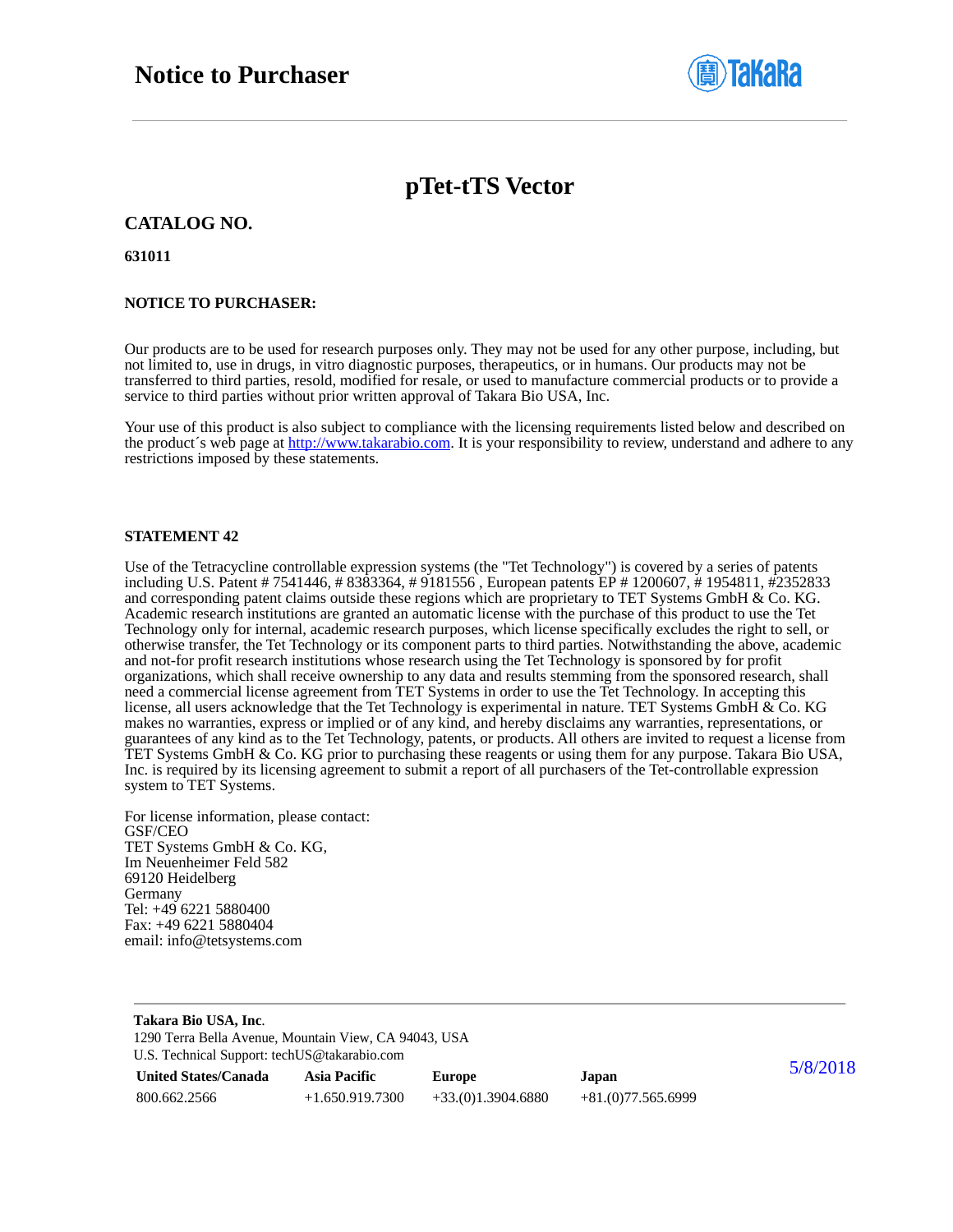# Notice to Purchaser

## pTet-tTS Vector

### CATALOG NO.

**631011**

**NOTICE TO PURCHASER:**

Our products are to be used for research purposes only. They may not be used for any other purpose, including, but not limited to, use in drugs, in vitro diagnostic purposes, therapeutics, or in humans. Our products may not be transferred to third parties, resold, modified for resale, or used to manufacture commercial products or to provide a service to third parties without prior written approval of Takara Bio USA, Inc.

Your use of this product is also subject to compliance with the licensing requirements listed below and described on the product´s web page at [http://www.takarabio.com](http://www.takarabio.com). It is your responsibility to review, understand and adhere to any restrictions imposed by these statements.

**STATEMENT 42**

Use of the Tetracycline controllable expression systems (the "Tet Technology") is covered by a series of patents including U.S. Patent # 7541446, # 8383364, # 9181556 , European patents EP # 1200607, # 1954811, #2352833 and corresponding patent claims outside these regions which are proprietary to TET Systems GmbH & Co. KG. Academic research institutions are granted an automatic license with the purchase of this product to use the Tet Technology only for internal, academic research purposes, which license specifically excludes the right to sell, or otherwise transfer, the Tet Technology or its component parts to third parties. Notwithstanding the above, academic and not-for profit research institutions whose research using the Tet Technology is sponsored by for profit organizations, which shall receive ownership to any data and results stemming from the sponsored research, shall need a commercial license agreement from TET Systems in order to use the Tet Technology. In accepting this license, all users acknowledge that the Tet Technology is experimental in nature. TET Systems GmbH & Co. KG makes no warranties, express or implied or of any kind, and hereby disclaims any warranties, representations, or guarantees of any kind as to the Tet Technology, patents, or products. All others are invited to request a license from TET Systems GmbH & Co. KG prior to purchasing these reagents or using them for any purpose. Takara Bio USA, Inc. is required by its licensing agreement to submit a report of all purchasers of the Tet-controllable expression system to TET Systems.

For license information, please contact:
GSF/CEO
TET Systems GmbH & Co. KG,
Im Neuenheimer Feld 582
69120 Heidelberg
Germany
Tel: +49 6221 5880400
Fax: +49 6221 5880404
email: info@tetsystems.com

**Takara Bio USA, Inc.**
1290 Terra Bella Avenue, Mountain View, CA 94043, USA
U.S. Technical Support: techUS@takarabio.com

| United States/Canada | Asia Pacific | Europe | Japan |
|---|---|---|---|
| 800.662.2566 | +1.650.919.7300 | +33.(0)1.3904.6880 | +81.(0)77.565.6999 |

5/8/2018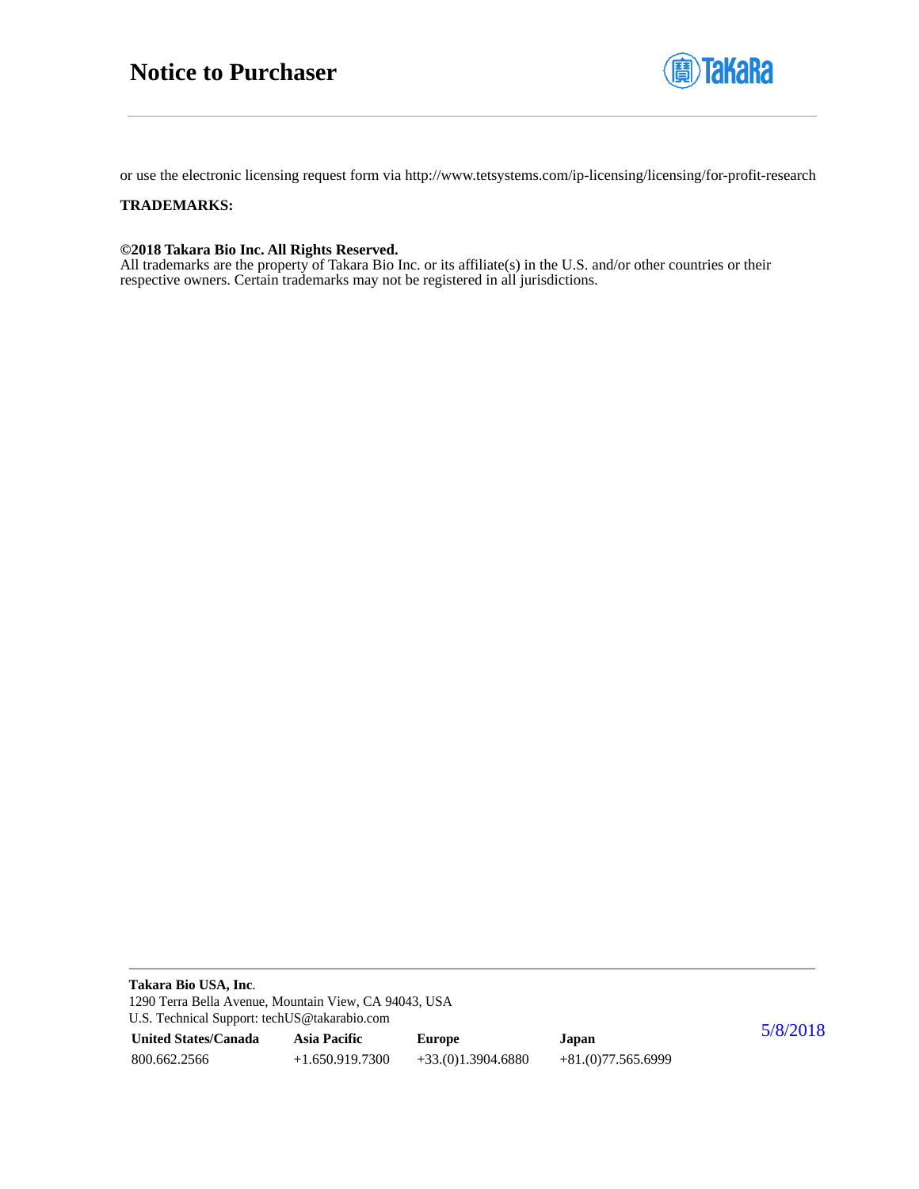or use the electronic licensing request form via http://www.tetsystems.com/ip-licensing/licensing/for-profit-research

**TRADEMARKS:**

**©2018 Takara Bio Inc. All Rights Reserved.**
All trademarks are the property of Takara Bio Inc. or its affiliate(s) in the U.S. and/or other countries or their respective owners. Certain trademarks may not be registered in all jurisdictions.

**Takara Bio USA, Inc.**
1290 Terra Bella Avenue, Mountain View, CA 94043, USA
U.S. Technical Support: techUS@takarabio.com

| United States/Canada | Asia Pacific | Europe | Japan |
|---|---|---|---|
| 800.662.2566 | +1.650.919.7300 | +33.(0)1.3904.6880 | +81.(0)77.565.6999 |

5/8/2018